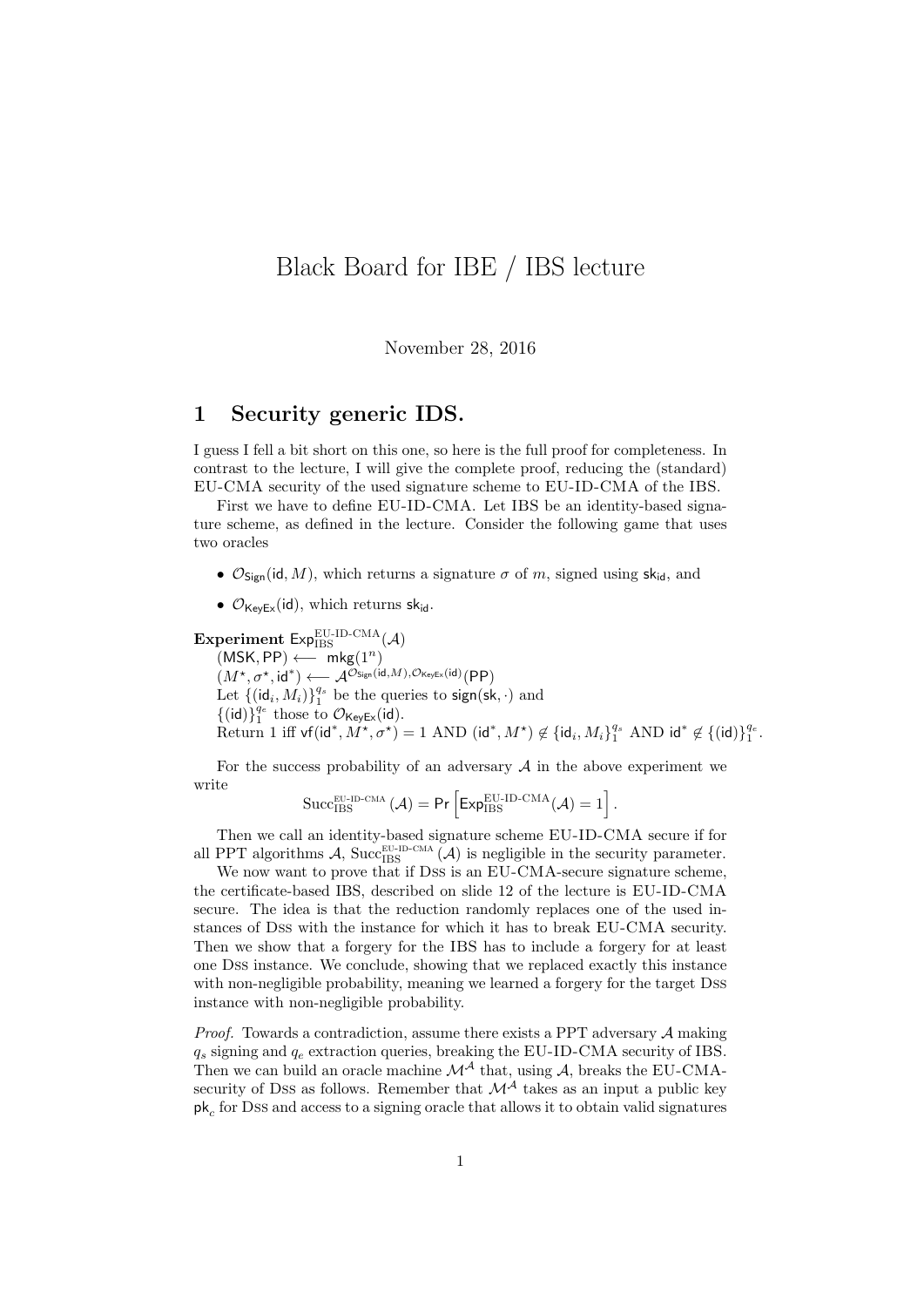# Black Board for IBE / IBS lecture

November 28, 2016

## 1 Security generic IDS.

I guess I fell a bit short on this one, so here is the full proof for completeness. In contrast to the lecture, I will give the complete proof, reducing the (standard) EU-CMA security of the used signature scheme to EU-ID-CMA of the IBS.

First we have to define EU-ID-CMA. Let IBS be an identity-based signature scheme, as defined in the lecture. Consider the following game that uses two oracles

- $\mathcal{O}_{\mathsf{Sign}}(\mathsf{id}, M)$, which returns a signature $\sigma$ of $m$, signed using $\mathsf{sk}_{\mathsf{id}}$, and
- $\mathcal{O}_{\mathsf{KeyEx}}(\mathsf{id})$, which returns $\mathsf{sk}_{\mathsf{id}}$.

**Experiment** $\mathsf{Exp}_{\mathrm{IBS}}^{\mathrm{EU\text{-}ID\text{-}CMA}}(\mathcal{A})$
$(\mathsf{MSK}, \mathsf{PP}) \longleftarrow \mathsf{mkg}(1^n)$
$(M^\star, \sigma^\star, \mathsf{id}^*) \longleftarrow \mathcal{A}^{\mathcal{O}_{\mathsf{Sign}}(\mathsf{id}, M), \mathcal{O}_{\mathsf{KeyEx}}(\mathsf{id})}(\mathsf{PP})$
Let $\{(\mathsf{id}_i, M_i)\}_1^{q_s}$ be the queries to $\mathsf{sign}(\mathsf{sk}, \cdot)$ and
$\{(\mathsf{id})\}_1^{q_e}$ those to $\mathcal{O}_{\mathsf{KeyEx}}(\mathsf{id})$.
Return 1 iff $\mathsf{vf}(\mathsf{id}^*, M^\star, \sigma^\star) = 1$ AND $(\mathsf{id}^*, M^\star) \notin \{\mathsf{id}_i, M_i\}_1^{q_s}$ AND $\mathsf{id}^* \notin \{(\mathsf{id})\}_1^{q_e}$.

For the success probability of an adversary $\mathcal{A}$ in the above experiment we write

$$\mathrm{Succ}_{\mathrm{IBS}}^{\mathrm{EU\text{-}ID\text{-}CMA}}(\mathcal{A}) = \Pr\left[\mathsf{Exp}_{\mathrm{IBS}}^{\mathrm{EU\text{-}ID\text{-}CMA}}(\mathcal{A}) = 1\right].$$

Then we call an identity-based signature scheme EU-ID-CMA secure if for all PPT algorithms $\mathcal{A}$, $\mathrm{Succ}_{\mathrm{IBS}}^{\mathrm{EU\text{-}ID\text{-}CMA}}(\mathcal{A})$ is negligible in the security parameter.

We now want to prove that if DSS is an EU-CMA-secure signature scheme, the certificate-based IBS, described on slide 12 of the lecture is EU-ID-CMA secure. The idea is that the reduction randomly replaces one of the used instances of DSS with the instance for which it has to break EU-CMA security. Then we show that a forgery for the IBS has to include a forgery for at least one DSS instance. We conclude, showing that we replaced exactly this instance with non-negligible probability, meaning we learned a forgery for the target DSS instance with non-negligible probability.

*Proof.* Towards a contradiction, assume there exists a PPT adversary $\mathcal{A}$ making $q_s$ signing and $q_e$ extraction queries, breaking the EU-ID-CMA security of IBS. Then we can build an oracle machine $\mathcal{M}^{\mathcal{A}}$ that, using $\mathcal{A}$, breaks the EU-CMA-security of DSS as follows. Remember that $\mathcal{M}^{\mathcal{A}}$ takes as an input a public key $\mathsf{pk}_c$ for DSS and access to a signing oracle that allows it to obtain valid signatures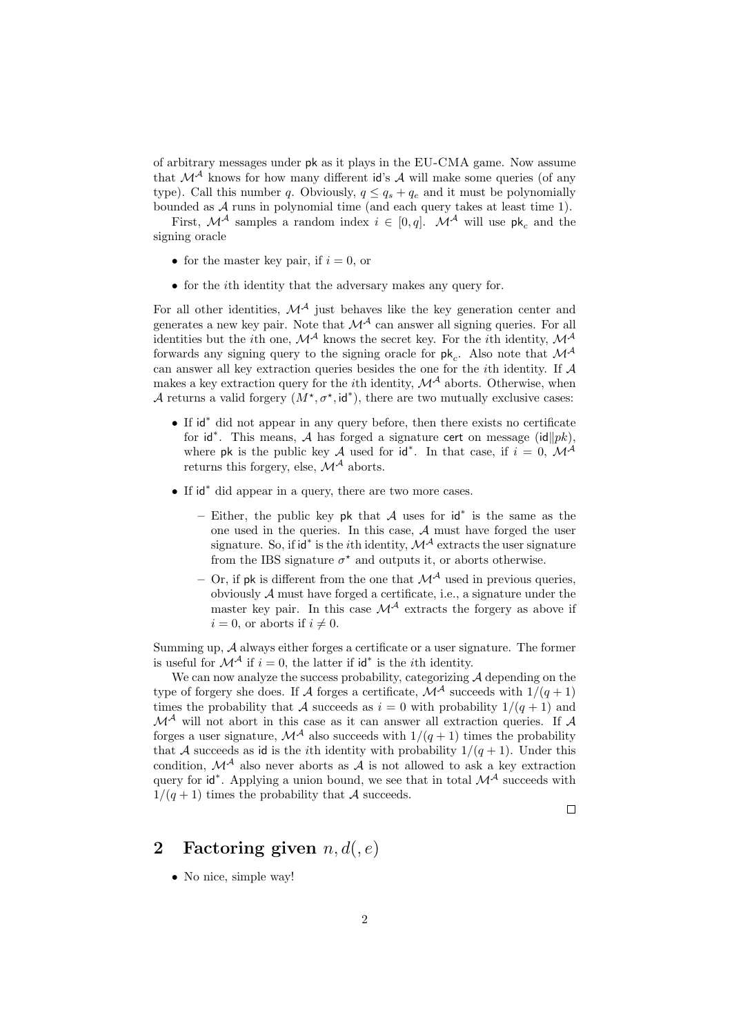of arbitrary messages under $\mathsf{pk}$ as it plays in the EU-CMA game. Now assume that $\mathcal{M}^{\mathcal{A}}$ knows for how many different $\mathsf{id}$'s $\mathcal{A}$ will make some queries (of any type). Call this number $q$. Obviously, $q \leq q_s + q_e$ and it must be polynomially bounded as $\mathcal{A}$ runs in polynomial time (and each query takes at least time 1).

First, $\mathcal{M}^{\mathcal{A}}$ samples a random index $i \in [0, q]$. $\mathcal{M}^{\mathcal{A}}$ will use $\mathsf{pk}_c$ and the signing oracle

- for the master key pair, if $i = 0$, or
- for the $i$th identity that the adversary makes any query for.

For all other identities, $\mathcal{M}^{\mathcal{A}}$ just behaves like the key generation center and generates a new key pair. Note that $\mathcal{M}^{\mathcal{A}}$ can answer all signing queries. For all identities but the $i$th one, $\mathcal{M}^{\mathcal{A}}$ knows the secret key. For the $i$th identity, $\mathcal{M}^{\mathcal{A}}$ forwards any signing query to the signing oracle for $\mathsf{pk}_c$. Also note that $\mathcal{M}^{\mathcal{A}}$ can answer all key extraction queries besides the one for the $i$th identity. If $\mathcal{A}$ makes a key extraction query for the $i$th identity, $\mathcal{M}^{\mathcal{A}}$ aborts. Otherwise, when $\mathcal{A}$ returns a valid forgery $(M^\star, \sigma^\star, \mathsf{id}^*)$, there are two mutually exclusive cases:

- If $\mathsf{id}^*$ did not appear in any query before, then there exists no certificate for $\mathsf{id}^*$. This means, $\mathcal{A}$ has forged a signature $\mathsf{cert}$ on message $(\mathsf{id}\|pk)$, where $\mathsf{pk}$ is the public key $\mathcal{A}$ used for $\mathsf{id}^*$. In that case, if $i = 0$, $\mathcal{M}^{\mathcal{A}}$ returns this forgery, else, $\mathcal{M}^{\mathcal{A}}$ aborts.
- If $\mathsf{id}^*$ did appear in a query, there are two more cases.
  - Either, the public key $\mathsf{pk}$ that $\mathcal{A}$ uses for $\mathsf{id}^*$ is the same as the one used in the queries. In this case, $\mathcal{A}$ must have forged the user signature. So, if $\mathsf{id}^*$ is the $i$th identity, $\mathcal{M}^{\mathcal{A}}$ extracts the user signature from the IBS signature $\sigma^\star$ and outputs it, or aborts otherwise.
  - Or, if $\mathsf{pk}$ is different from the one that $\mathcal{M}^{\mathcal{A}}$ used in previous queries, obviously $\mathcal{A}$ must have forged a certificate, i.e., a signature under the master key pair. In this case $\mathcal{M}^{\mathcal{A}}$ extracts the forgery as above if $i = 0$, or aborts if $i \neq 0$.

Summing up, $\mathcal{A}$ always either forges a certificate or a user signature. The former is useful for $\mathcal{M}^{\mathcal{A}}$ if $i = 0$, the latter if $\mathsf{id}^*$ is the $i$th identity.

We can now analyze the success probability, categorizing $\mathcal{A}$ depending on the type of forgery she does. If $\mathcal{A}$ forges a certificate, $\mathcal{M}^{\mathcal{A}}$ succeeds with $1/(q+1)$ times the probability that $\mathcal{A}$ succeeds as $i = 0$ with probability $1/(q+1)$ and $\mathcal{M}^{\mathcal{A}}$ will not abort in this case as it can answer all extraction queries. If $\mathcal{A}$ forges a user signature, $\mathcal{M}^{\mathcal{A}}$ also succeeds with $1/(q+1)$ times the probability that $\mathcal{A}$ succeeds as $\mathsf{id}$ is the $i$th identity with probability $1/(q+1)$. Under this condition, $\mathcal{M}^{\mathcal{A}}$ also never aborts as $\mathcal{A}$ is not allowed to ask a key extraction query for $\mathsf{id}^*$. Applying a union bound, we see that in total $\mathcal{M}^{\mathcal{A}}$ succeeds with $1/(q+1)$ times the probability that $\mathcal{A}$ succeeds.

□

## 2 Factoring given $n, d(, e)$

- No nice, simple way!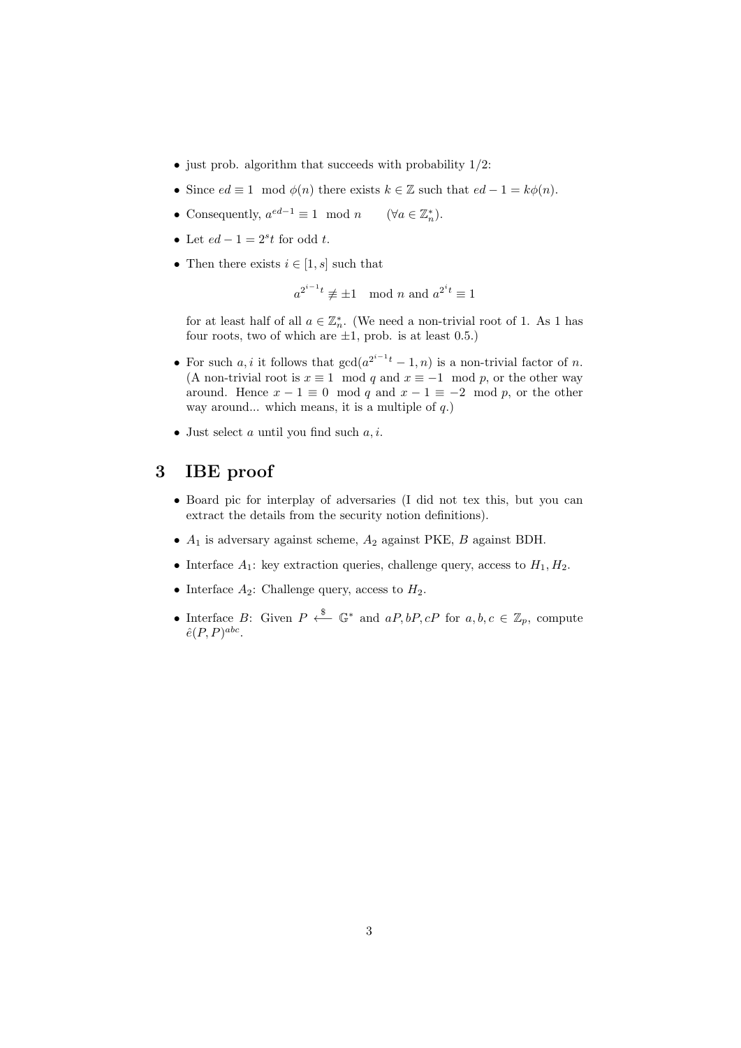- just prob. algorithm that succeeds with probability 1/2:
- Since $ed \equiv 1 \mod \phi(n)$ there exists $k \in \mathbb{Z}$ such that $ed - 1 = k\phi(n)$.
- Consequently, $a^{ed-1} \equiv 1 \mod n \qquad (\forall a \in \mathbb{Z}_n^*)$.
- Let $ed - 1 = 2^s t$ for odd $t$.
- Then there exists $i \in [1, s]$ such that

$$a^{2^{i-1}t} \not\equiv \pm 1 \mod n \text{ and } a^{2^i t} \equiv 1$$

  for at least half of all $a \in \mathbb{Z}_n^*$. (We need a non-trivial root of 1. As 1 has four roots, two of which are $\pm 1$, prob. is at least 0.5.)
- For such $a, i$ it follows that $\gcd(a^{2^{i-1}t} - 1, n)$ is a non-trivial factor of $n$. (A non-trivial root is $x \equiv 1 \mod q$ and $x \equiv -1 \mod p$, or the other way around. Hence $x - 1 \equiv 0 \mod q$ and $x - 1 \equiv -2 \mod p$, or the other way around... which means, it is a multiple of $q$.)
- Just select $a$ until you find such $a, i$.

# 3 IBE proof

- Board pic for interplay of adversaries (I did not tex this, but you can extract the details from the security notion definitions).
- $A_1$ is adversary against scheme, $A_2$ against PKE, $B$ against BDH.
- Interface $A_1$: key extraction queries, challenge query, access to $H_1, H_2$.
- Interface $A_2$: Challenge query, access to $H_2$.
- Interface $B$: Given $P \xleftarrow{\$} \mathbb{G}^*$ and $aP, bP, cP$ for $a, b, c \in \mathbb{Z}_p$, compute $\hat{e}(P, P)^{abc}$.